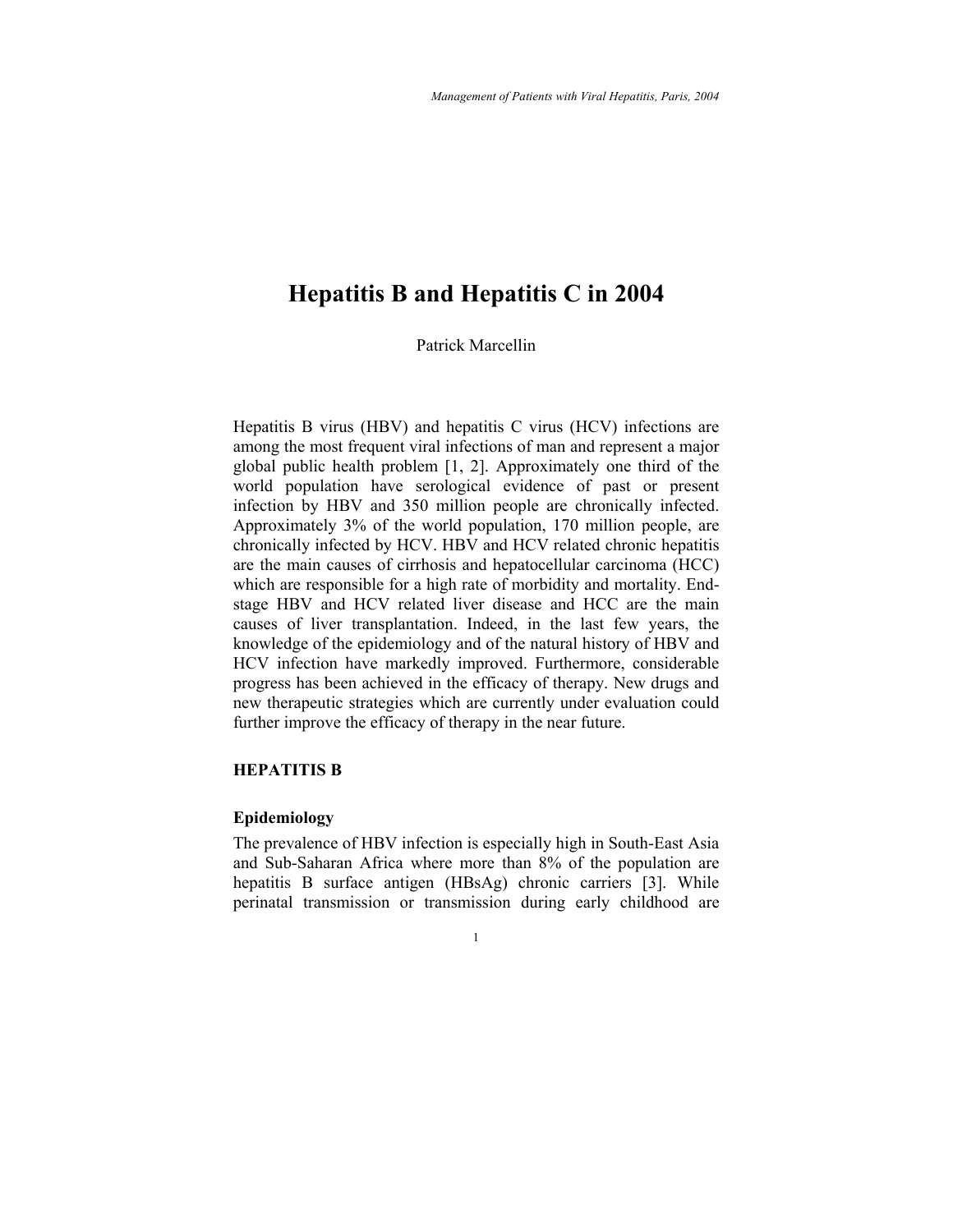# Hepatitis B and Hepatitis C in 2004

Patrick Marcellin

Hepatitis B virus (HBV) and hepatitis C virus (HCV) infections are among the most frequent viral infections of man and represent a major global public health problem [1, 2]. Approximately one third of the world population have serological evidence of past or present infection by HBV and 350 million people are chronically infected. Approximately 3% of the world population, 170 million people, are chronically infected by HCV. HBV and HCV related chronic hepatitis are the main causes of cirrhosis and hepatocellular carcinoma (HCC) which are responsible for a high rate of morbidity and mortality. End-stage HBV and HCV related liver disease and HCC are the main causes of liver transplantation. Indeed, in the last few years, the knowledge of the epidemiology and of the natural history of HBV and HCV infection have markedly improved. Furthermore, considerable progress has been achieved in the efficacy of therapy. New drugs and new therapeutic strategies which are currently under evaluation could further improve the efficacy of therapy in the near future.

## HEPATITIS B

### Epidemiology

The prevalence of HBV infection is especially high in South-East Asia and Sub-Saharan Africa where more than 8% of the population are hepatitis B surface antigen (HBsAg) chronic carriers [3]. While perinatal transmission or transmission during early childhood are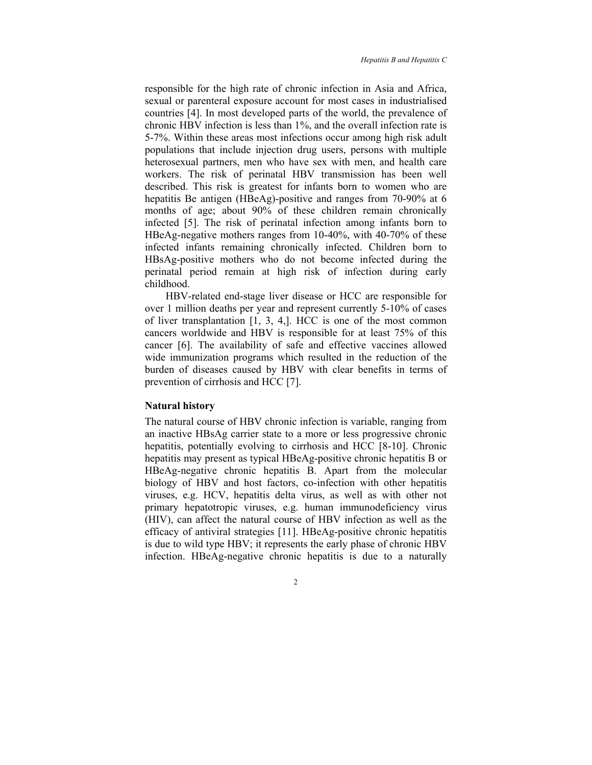responsible for the high rate of chronic infection in Asia and Africa, sexual or parenteral exposure account for most cases in industrialised countries [4]. In most developed parts of the world, the prevalence of chronic HBV infection is less than 1%, and the overall infection rate is 5-7%. Within these areas most infections occur among high risk adult populations that include injection drug users, persons with multiple heterosexual partners, men who have sex with men, and health care workers. The risk of perinatal HBV transmission has been well described. This risk is greatest for infants born to women who are hepatitis Be antigen (HBeAg)-positive and ranges from 70-90% at 6 months of age; about 90% of these children remain chronically infected [5]. The risk of perinatal infection among infants born to HBeAg-negative mothers ranges from 10-40%, with 40-70% of these infected infants remaining chronically infected. Children born to HBsAg-positive mothers who do not become infected during the perinatal period remain at high risk of infection during early childhood.

HBV-related end-stage liver disease or HCC are responsible for over 1 million deaths per year and represent currently 5-10% of cases of liver transplantation [1, 3, 4,]. HCC is one of the most common cancers worldwide and HBV is responsible for at least 75% of this cancer [6]. The availability of safe and effective vaccines allowed wide immunization programs which resulted in the reduction of the burden of diseases caused by HBV with clear benefits in terms of prevention of cirrhosis and HCC [7].

### Natural history

The natural course of HBV chronic infection is variable, ranging from an inactive HBsAg carrier state to a more or less progressive chronic hepatitis, potentially evolving to cirrhosis and HCC [8-10]. Chronic hepatitis may present as typical HBeAg-positive chronic hepatitis B or HBeAg-negative chronic hepatitis B. Apart from the molecular biology of HBV and host factors, co-infection with other hepatitis viruses, e.g. HCV, hepatitis delta virus, as well as with other not primary hepatotropic viruses, e.g. human immunodeficiency virus (HIV), can affect the natural course of HBV infection as well as the efficacy of antiviral strategies [11]. HBeAg-positive chronic hepatitis is due to wild type HBV; it represents the early phase of chronic HBV infection. HBeAg-negative chronic hepatitis is due to a naturally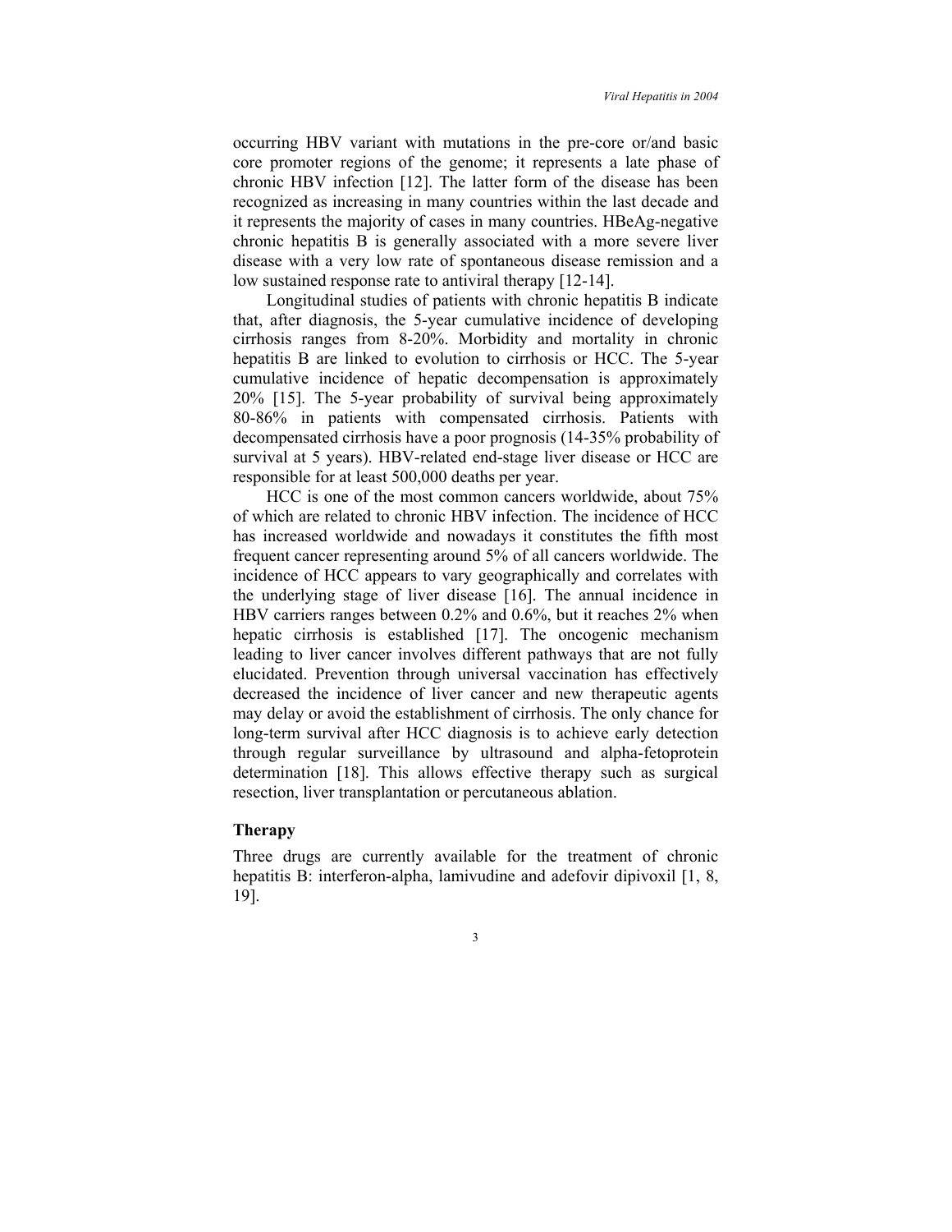occurring HBV variant with mutations in the pre-core or/and basic core promoter regions of the genome; it represents a late phase of chronic HBV infection [12]. The latter form of the disease has been recognized as increasing in many countries within the last decade and it represents the majority of cases in many countries. HBeAg-negative chronic hepatitis B is generally associated with a more severe liver disease with a very low rate of spontaneous disease remission and a low sustained response rate to antiviral therapy [12-14].

Longitudinal studies of patients with chronic hepatitis B indicate that, after diagnosis, the 5-year cumulative incidence of developing cirrhosis ranges from 8-20%. Morbidity and mortality in chronic hepatitis B are linked to evolution to cirrhosis or HCC. The 5-year cumulative incidence of hepatic decompensation is approximately 20% [15]. The 5-year probability of survival being approximately 80-86% in patients with compensated cirrhosis. Patients with decompensated cirrhosis have a poor prognosis (14-35% probability of survival at 5 years). HBV-related end-stage liver disease or HCC are responsible for at least 500,000 deaths per year.

HCC is one of the most common cancers worldwide, about 75% of which are related to chronic HBV infection. The incidence of HCC has increased worldwide and nowadays it constitutes the fifth most frequent cancer representing around 5% of all cancers worldwide. The incidence of HCC appears to vary geographically and correlates with the underlying stage of liver disease [16]. The annual incidence in HBV carriers ranges between 0.2% and 0.6%, but it reaches 2% when hepatic cirrhosis is established [17]. The oncogenic mechanism leading to liver cancer involves different pathways that are not fully elucidated. Prevention through universal vaccination has effectively decreased the incidence of liver cancer and new therapeutic agents may delay or avoid the establishment of cirrhosis. The only chance for long-term survival after HCC diagnosis is to achieve early detection through regular surveillance by ultrasound and alpha-fetoprotein determination [18]. This allows effective therapy such as surgical resection, liver transplantation or percutaneous ablation.

## Therapy

Three drugs are currently available for the treatment of chronic hepatitis B: interferon-alpha, lamivudine and adefovir dipivoxil [1, 8, 19].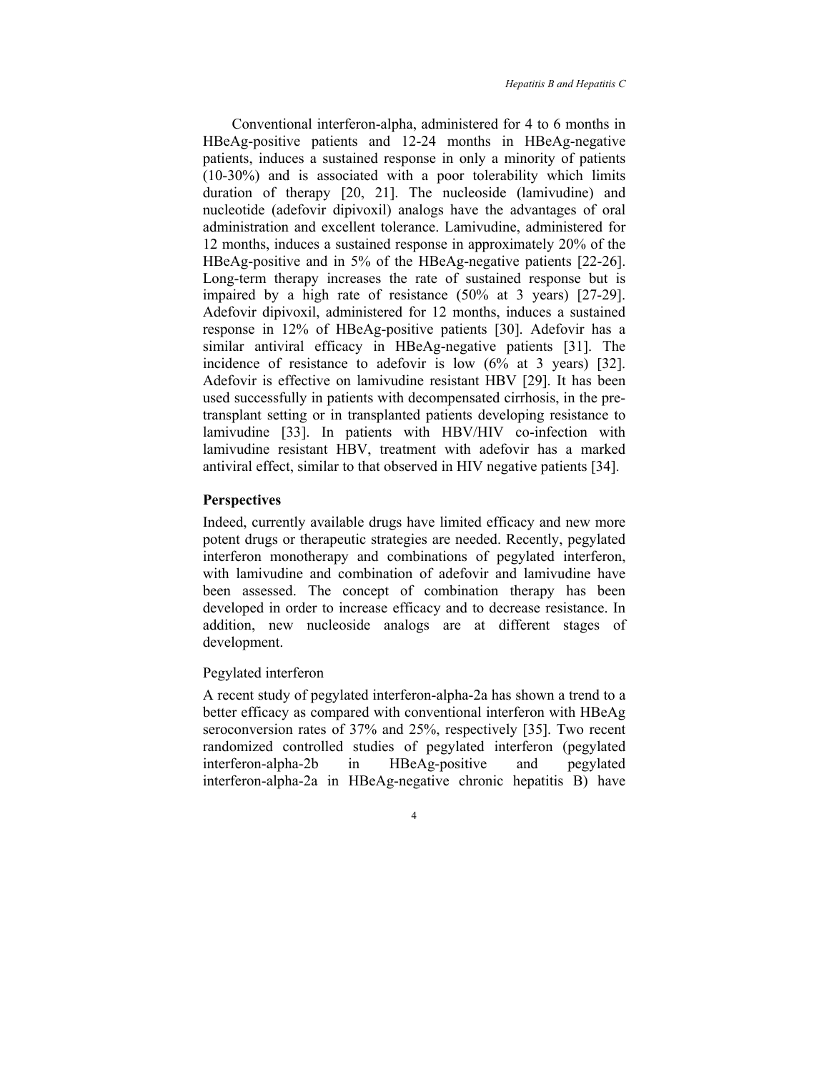Conventional interferon-alpha, administered for 4 to 6 months in HBeAg-positive patients and 12-24 months in HBeAg-negative patients, induces a sustained response in only a minority of patients (10-30%) and is associated with a poor tolerability which limits duration of therapy [20, 21]. The nucleoside (lamivudine) and nucleotide (adefovir dipivoxil) analogs have the advantages of oral administration and excellent tolerance. Lamivudine, administered for 12 months, induces a sustained response in approximately 20% of the HBeAg-positive and in 5% of the HBeAg-negative patients [22-26]. Long-term therapy increases the rate of sustained response but is impaired by a high rate of resistance (50% at 3 years) [27-29]. Adefovir dipivoxil, administered for 12 months, induces a sustained response in 12% of HBeAg-positive patients [30]. Adefovir has a similar antiviral efficacy in HBeAg-negative patients [31]. The incidence of resistance to adefovir is low (6% at 3 years) [32]. Adefovir is effective on lamivudine resistant HBV [29]. It has been used successfully in patients with decompensated cirrhosis, in the pre-transplant setting or in transplanted patients developing resistance to lamivudine [33]. In patients with HBV/HIV co-infection with lamivudine resistant HBV, treatment with adefovir has a marked antiviral effect, similar to that observed in HIV negative patients [34].

## Perspectives

Indeed, currently available drugs have limited efficacy and new more potent drugs or therapeutic strategies are needed. Recently, pegylated interferon monotherapy and combinations of pegylated interferon, with lamivudine and combination of adefovir and lamivudine have been assessed. The concept of combination therapy has been developed in order to increase efficacy and to decrease resistance. In addition, new nucleoside analogs are at different stages of development.

### Pegylated interferon

A recent study of pegylated interferon-alpha-2a has shown a trend to a better efficacy as compared with conventional interferon with HBeAg seroconversion rates of 37% and 25%, respectively [35]. Two recent randomized controlled studies of pegylated interferon (pegylated interferon-alpha-2b in HBeAg-positive and pegylated interferon-alpha-2a in HBeAg-negative chronic hepatitis B) have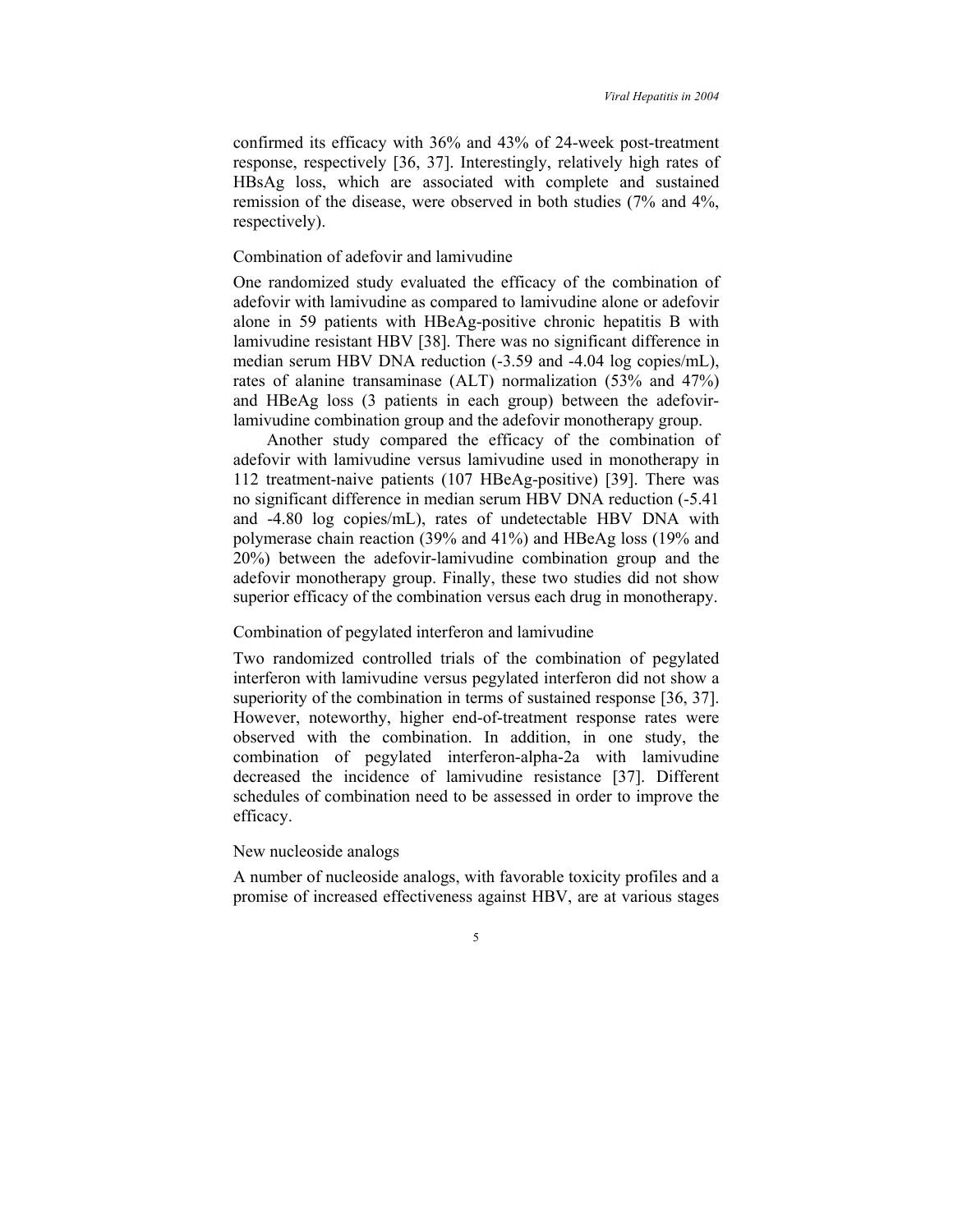confirmed its efficacy with 36% and 43% of 24-week post-treatment response, respectively [36, 37]. Interestingly, relatively high rates of HBsAg loss, which are associated with complete and sustained remission of the disease, were observed in both studies (7% and 4%, respectively).

### Combination of adefovir and lamivudine

One randomized study evaluated the efficacy of the combination of adefovir with lamivudine as compared to lamivudine alone or adefovir alone in 59 patients with HBeAg-positive chronic hepatitis B with lamivudine resistant HBV [38]. There was no significant difference in median serum HBV DNA reduction (-3.59 and -4.04 log copies/mL), rates of alanine transaminase (ALT) normalization (53% and 47%) and HBeAg loss (3 patients in each group) between the adefovir-lamivudine combination group and the adefovir monotherapy group.

Another study compared the efficacy of the combination of adefovir with lamivudine versus lamivudine used in monotherapy in 112 treatment-naive patients (107 HBeAg-positive) [39]. There was no significant difference in median serum HBV DNA reduction (-5.41 and -4.80 log copies/mL), rates of undetectable HBV DNA with polymerase chain reaction (39% and 41%) and HBeAg loss (19% and 20%) between the adefovir-lamivudine combination group and the adefovir monotherapy group. Finally, these two studies did not show superior efficacy of the combination versus each drug in monotherapy.

### Combination of pegylated interferon and lamivudine

Two randomized controlled trials of the combination of pegylated interferon with lamivudine versus pegylated interferon did not show a superiority of the combination in terms of sustained response [36, 37]. However, noteworthy, higher end-of-treatment response rates were observed with the combination. In addition, in one study, the combination of pegylated interferon-alpha-2a with lamivudine decreased the incidence of lamivudine resistance [37]. Different schedules of combination need to be assessed in order to improve the efficacy.

### New nucleoside analogs

A number of nucleoside analogs, with favorable toxicity profiles and a promise of increased effectiveness against HBV, are at various stages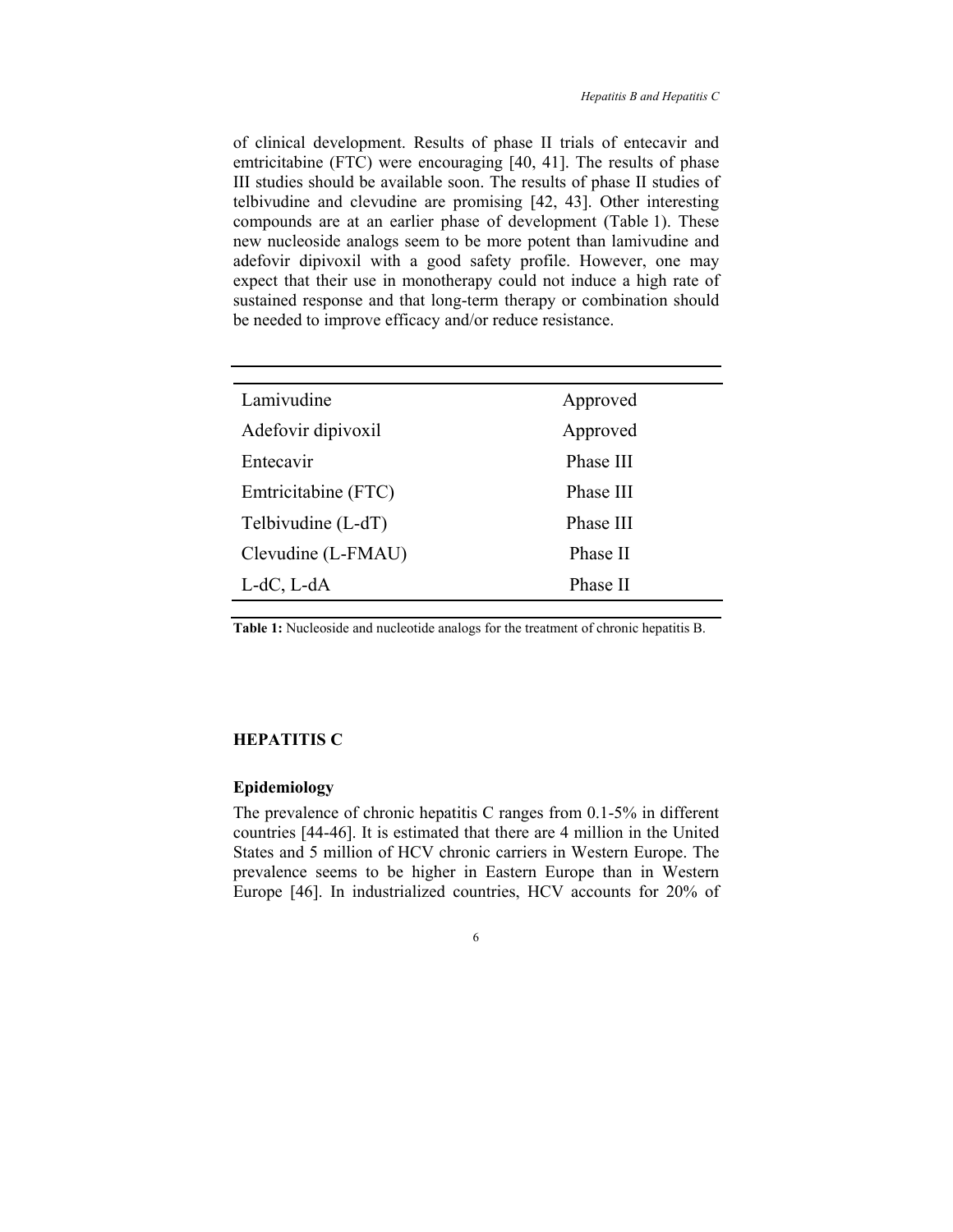of clinical development. Results of phase II trials of entecavir and emtricitabine (FTC) were encouraging [40, 41]. The results of phase III studies should be available soon. The results of phase II studies of telbivudine and clevudine are promising [42, 43]. Other interesting compounds are at an earlier phase of development (Table 1). These new nucleoside analogs seem to be more potent than lamivudine and adefovir dipivoxil with a good safety profile. However, one may expect that their use in monotherapy could not induce a high rate of sustained response and that long-term therapy or combination should be needed to improve efficacy and/or reduce resistance.

| | |
|---|---|
| Lamivudine | Approved |
| Adefovir dipivoxil | Approved |
| Entecavir | Phase III |
| Emtricitabine (FTC) | Phase III |
| Telbivudine (L-dT) | Phase III |
| Clevudine (L-FMAU) | Phase II |
| L-dC, L-dA | Phase II |

**Table 1:** Nucleoside and nucleotide analogs for the treatment of chronic hepatitis B.

## HEPATITIS C

### Epidemiology

The prevalence of chronic hepatitis C ranges from 0.1-5% in different countries [44-46]. It is estimated that there are 4 million in the United States and 5 million of HCV chronic carriers in Western Europe. The prevalence seems to be higher in Eastern Europe than in Western Europe [46]. In industrialized countries, HCV accounts for 20% of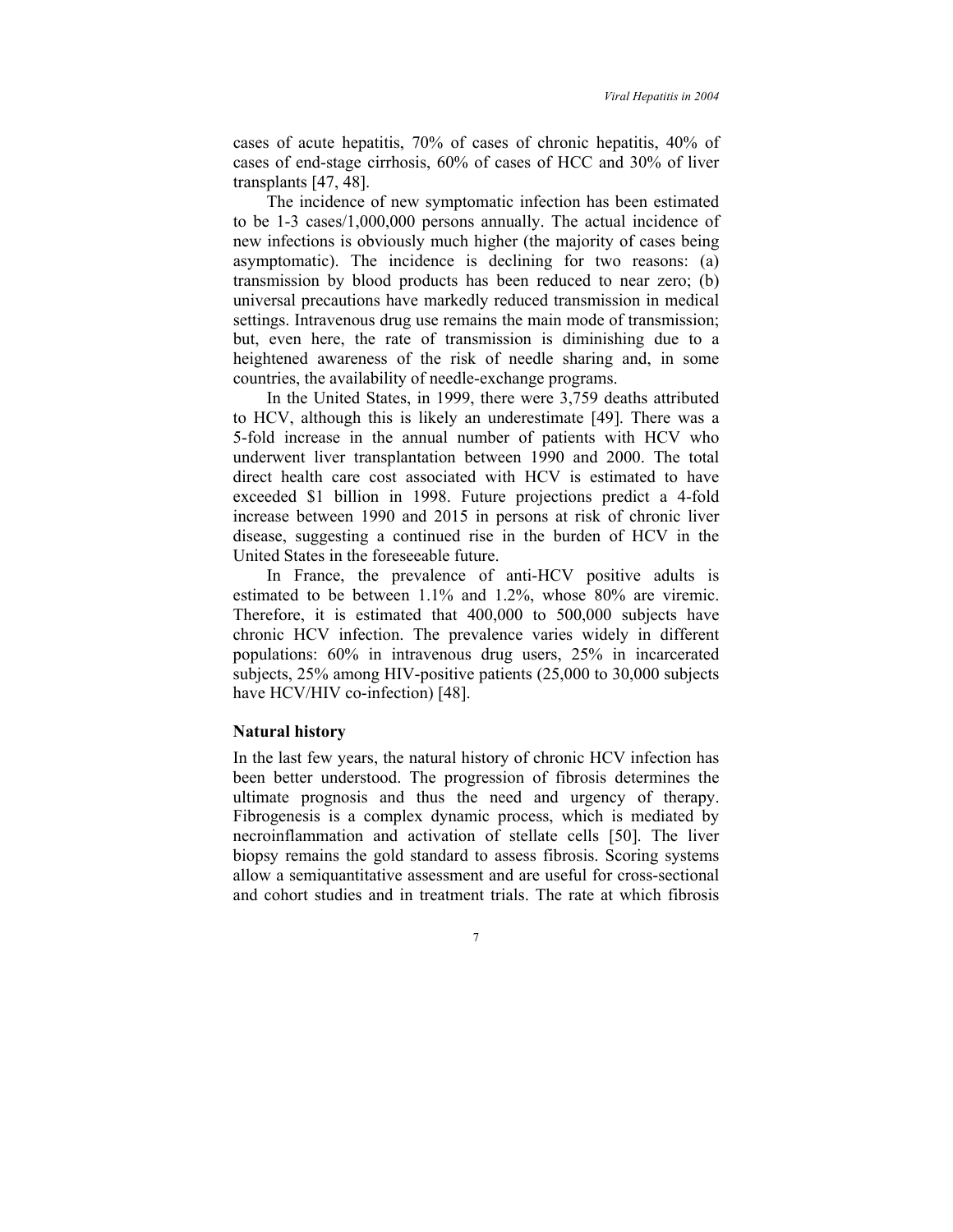cases of acute hepatitis, 70% of cases of chronic hepatitis, 40% of cases of end-stage cirrhosis, 60% of cases of HCC and 30% of liver transplants [47, 48].

The incidence of new symptomatic infection has been estimated to be 1-3 cases/1,000,000 persons annually. The actual incidence of new infections is obviously much higher (the majority of cases being asymptomatic). The incidence is declining for two reasons: (a) transmission by blood products has been reduced to near zero; (b) universal precautions have markedly reduced transmission in medical settings. Intravenous drug use remains the main mode of transmission; but, even here, the rate of transmission is diminishing due to a heightened awareness of the risk of needle sharing and, in some countries, the availability of needle-exchange programs.

In the United States, in 1999, there were 3,759 deaths attributed to HCV, although this is likely an underestimate [49]. There was a 5-fold increase in the annual number of patients with HCV who underwent liver transplantation between 1990 and 2000. The total direct health care cost associated with HCV is estimated to have exceeded $1 billion in 1998. Future projections predict a 4-fold increase between 1990 and 2015 in persons at risk of chronic liver disease, suggesting a continued rise in the burden of HCV in the United States in the foreseeable future.

In France, the prevalence of anti-HCV positive adults is estimated to be between 1.1% and 1.2%, whose 80% are viremic. Therefore, it is estimated that 400,000 to 500,000 subjects have chronic HCV infection. The prevalence varies widely in different populations: 60% in intravenous drug users, 25% in incarcerated subjects, 25% among HIV-positive patients (25,000 to 30,000 subjects have HCV/HIV co-infection) [48].

### Natural history

In the last few years, the natural history of chronic HCV infection has been better understood. The progression of fibrosis determines the ultimate prognosis and thus the need and urgency of therapy. Fibrogenesis is a complex dynamic process, which is mediated by necroinflammation and activation of stellate cells [50]. The liver biopsy remains the gold standard to assess fibrosis. Scoring systems allow a semiquantitative assessment and are useful for cross-sectional and cohort studies and in treatment trials. The rate at which fibrosis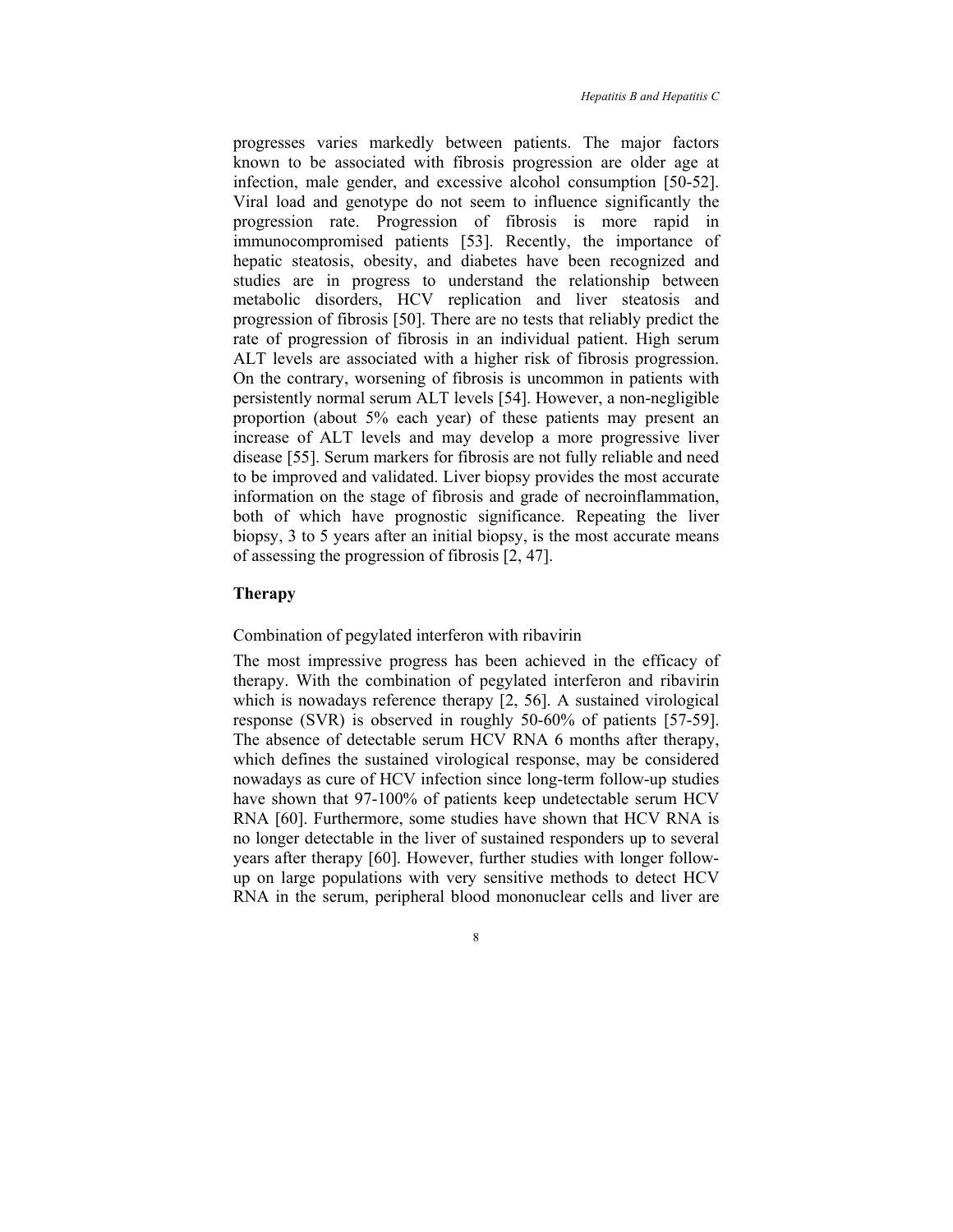progresses varies markedly between patients. The major factors known to be associated with fibrosis progression are older age at infection, male gender, and excessive alcohol consumption [50-52]. Viral load and genotype do not seem to influence significantly the progression rate. Progression of fibrosis is more rapid in immunocompromised patients [53]. Recently, the importance of hepatic steatosis, obesity, and diabetes have been recognized and studies are in progress to understand the relationship between metabolic disorders, HCV replication and liver steatosis and progression of fibrosis [50]. There are no tests that reliably predict the rate of progression of fibrosis in an individual patient. High serum ALT levels are associated with a higher risk of fibrosis progression. On the contrary, worsening of fibrosis is uncommon in patients with persistently normal serum ALT levels [54]. However, a non-negligible proportion (about 5% each year) of these patients may present an increase of ALT levels and may develop a more progressive liver disease [55]. Serum markers for fibrosis are not fully reliable and need to be improved and validated. Liver biopsy provides the most accurate information on the stage of fibrosis and grade of necroinflammation, both of which have prognostic significance. Repeating the liver biopsy, 3 to 5 years after an initial biopsy, is the most accurate means of assessing the progression of fibrosis [2, 47].

## Therapy

### Combination of pegylated interferon with ribavirin

The most impressive progress has been achieved in the efficacy of therapy. With the combination of pegylated interferon and ribavirin which is nowadays reference therapy [2, 56]. A sustained virological response (SVR) is observed in roughly 50-60% of patients [57-59]. The absence of detectable serum HCV RNA 6 months after therapy, which defines the sustained virological response, may be considered nowadays as cure of HCV infection since long-term follow-up studies have shown that 97-100% of patients keep undetectable serum HCV RNA [60]. Furthermore, some studies have shown that HCV RNA is no longer detectable in the liver of sustained responders up to several years after therapy [60]. However, further studies with longer follow-up on large populations with very sensitive methods to detect HCV RNA in the serum, peripheral blood mononuclear cells and liver are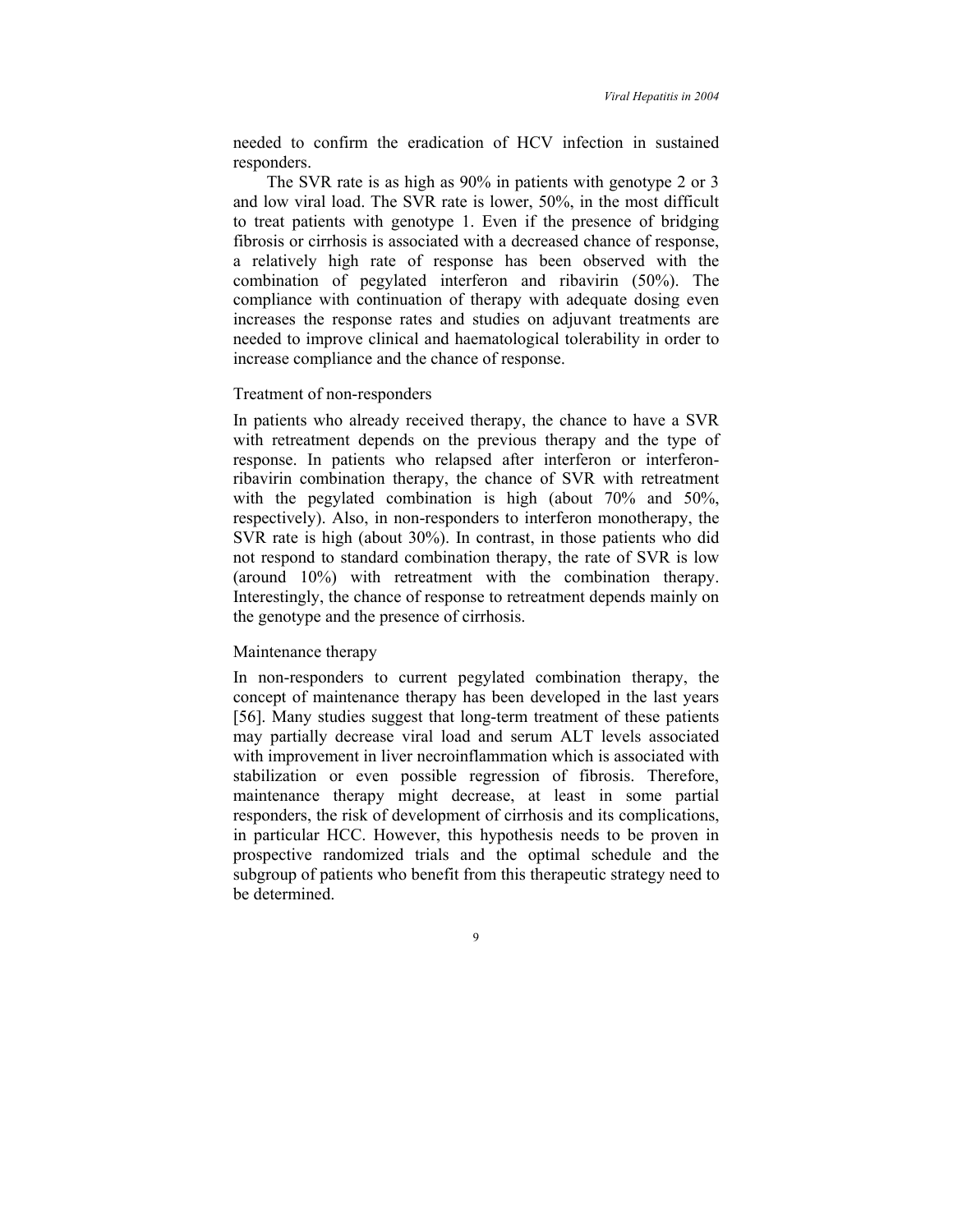needed to confirm the eradication of HCV infection in sustained responders.

The SVR rate is as high as 90% in patients with genotype 2 or 3 and low viral load. The SVR rate is lower, 50%, in the most difficult to treat patients with genotype 1. Even if the presence of bridging fibrosis or cirrhosis is associated with a decreased chance of response, a relatively high rate of response has been observed with the combination of pegylated interferon and ribavirin (50%). The compliance with continuation of therapy with adequate dosing even increases the response rates and studies on adjuvant treatments are needed to improve clinical and haematological tolerability in order to increase compliance and the chance of response.

### Treatment of non-responders

In patients who already received therapy, the chance to have a SVR with retreatment depends on the previous therapy and the type of response. In patients who relapsed after interferon or interferon-ribavirin combination therapy, the chance of SVR with retreatment with the pegylated combination is high (about 70% and 50%, respectively). Also, in non-responders to interferon monotherapy, the SVR rate is high (about 30%). In contrast, in those patients who did not respond to standard combination therapy, the rate of SVR is low (around 10%) with retreatment with the combination therapy. Interestingly, the chance of response to retreatment depends mainly on the genotype and the presence of cirrhosis.

### Maintenance therapy

In non-responders to current pegylated combination therapy, the concept of maintenance therapy has been developed in the last years [56]. Many studies suggest that long-term treatment of these patients may partially decrease viral load and serum ALT levels associated with improvement in liver necroinflammation which is associated with stabilization or even possible regression of fibrosis. Therefore, maintenance therapy might decrease, at least in some partial responders, the risk of development of cirrhosis and its complications, in particular HCC. However, this hypothesis needs to be proven in prospective randomized trials and the optimal schedule and the subgroup of patients who benefit from this therapeutic strategy need to be determined.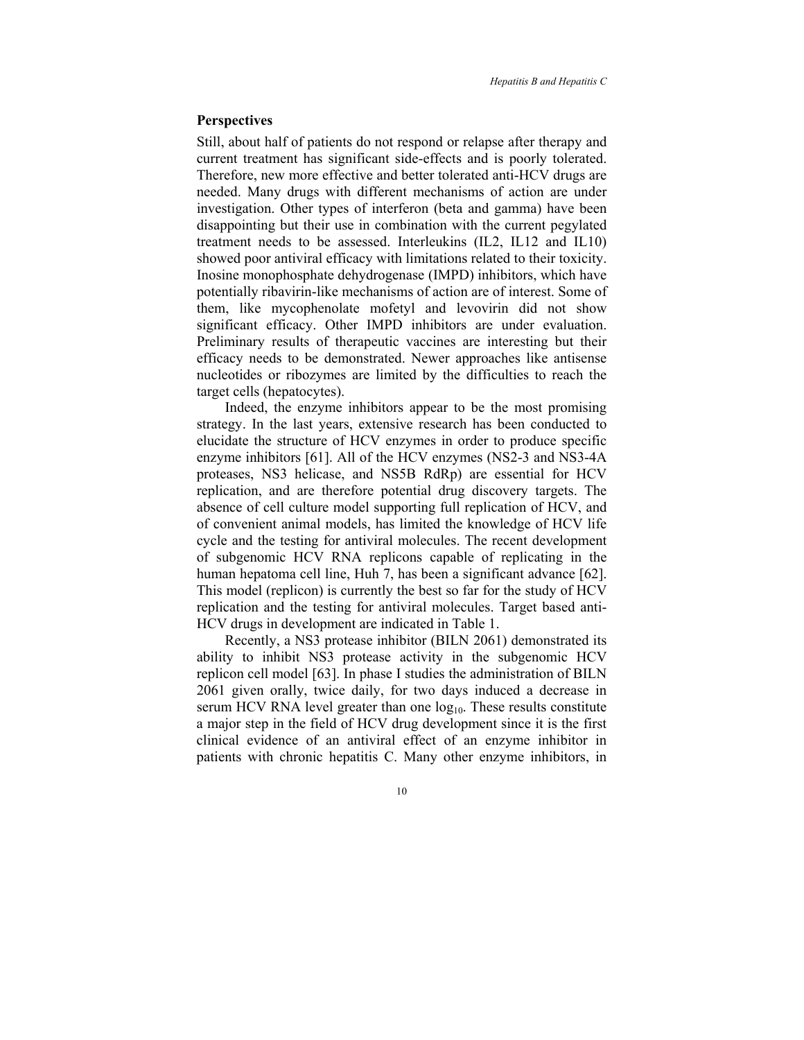## Perspectives

Still, about half of patients do not respond or relapse after therapy and current treatment has significant side-effects and is poorly tolerated. Therefore, new more effective and better tolerated anti-HCV drugs are needed. Many drugs with different mechanisms of action are under investigation. Other types of interferon (beta and gamma) have been disappointing but their use in combination with the current pegylated treatment needs to be assessed. Interleukins (IL2, IL12 and IL10) showed poor antiviral efficacy with limitations related to their toxicity. Inosine monophosphate dehydrogenase (IMPD) inhibitors, which have potentially ribavirin-like mechanisms of action are of interest. Some of them, like mycophenolate mofetyl and levovirin did not show significant efficacy. Other IMPD inhibitors are under evaluation. Preliminary results of therapeutic vaccines are interesting but their efficacy needs to be demonstrated. Newer approaches like antisense nucleotides or ribozymes are limited by the difficulties to reach the target cells (hepatocytes).

Indeed, the enzyme inhibitors appear to be the most promising strategy. In the last years, extensive research has been conducted to elucidate the structure of HCV enzymes in order to produce specific enzyme inhibitors [61]. All of the HCV enzymes (NS2-3 and NS3-4A proteases, NS3 helicase, and NS5B RdRp) are essential for HCV replication, and are therefore potential drug discovery targets. The absence of cell culture model supporting full replication of HCV, and of convenient animal models, has limited the knowledge of HCV life cycle and the testing for antiviral molecules. The recent development of subgenomic HCV RNA replicons capable of replicating in the human hepatoma cell line, Huh 7, has been a significant advance [62]. This model (replicon) is currently the best so far for the study of HCV replication and the testing for antiviral molecules. Target based anti-HCV drugs in development are indicated in Table 1.

Recently, a NS3 protease inhibitor (BILN 2061) demonstrated its ability to inhibit NS3 protease activity in the subgenomic HCV replicon cell model [63]. In phase I studies the administration of BILN 2061 given orally, twice daily, for two days induced a decrease in serum HCV RNA level greater than one $\log_{10}$. These results constitute a major step in the field of HCV drug development since it is the first clinical evidence of an antiviral effect of an enzyme inhibitor in patients with chronic hepatitis C. Many other enzyme inhibitors, in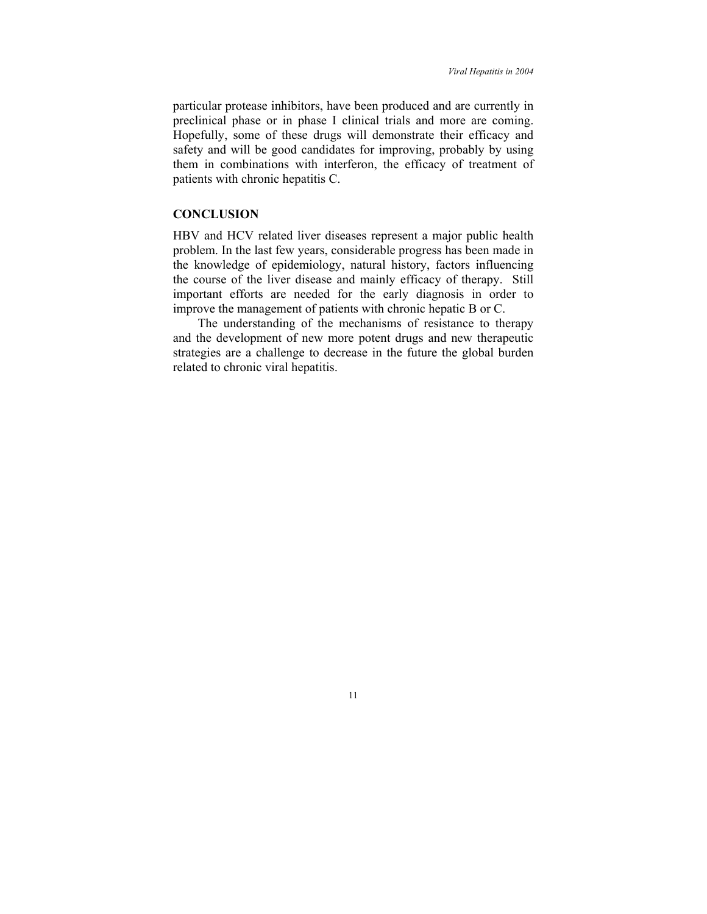particular protease inhibitors, have been produced and are currently in preclinical phase or in phase I clinical trials and more are coming. Hopefully, some of these drugs will demonstrate their efficacy and safety and will be good candidates for improving, probably by using them in combinations with interferon, the efficacy of treatment of patients with chronic hepatitis C.

## CONCLUSION

HBV and HCV related liver diseases represent a major public health problem. In the last few years, considerable progress has been made in the knowledge of epidemiology, natural history, factors influencing the course of the liver disease and mainly efficacy of therapy. Still important efforts are needed for the early diagnosis in order to improve the management of patients with chronic hepatic B or C.

The understanding of the mechanisms of resistance to therapy and the development of new more potent drugs and new therapeutic strategies are a challenge to decrease in the future the global burden related to chronic viral hepatitis.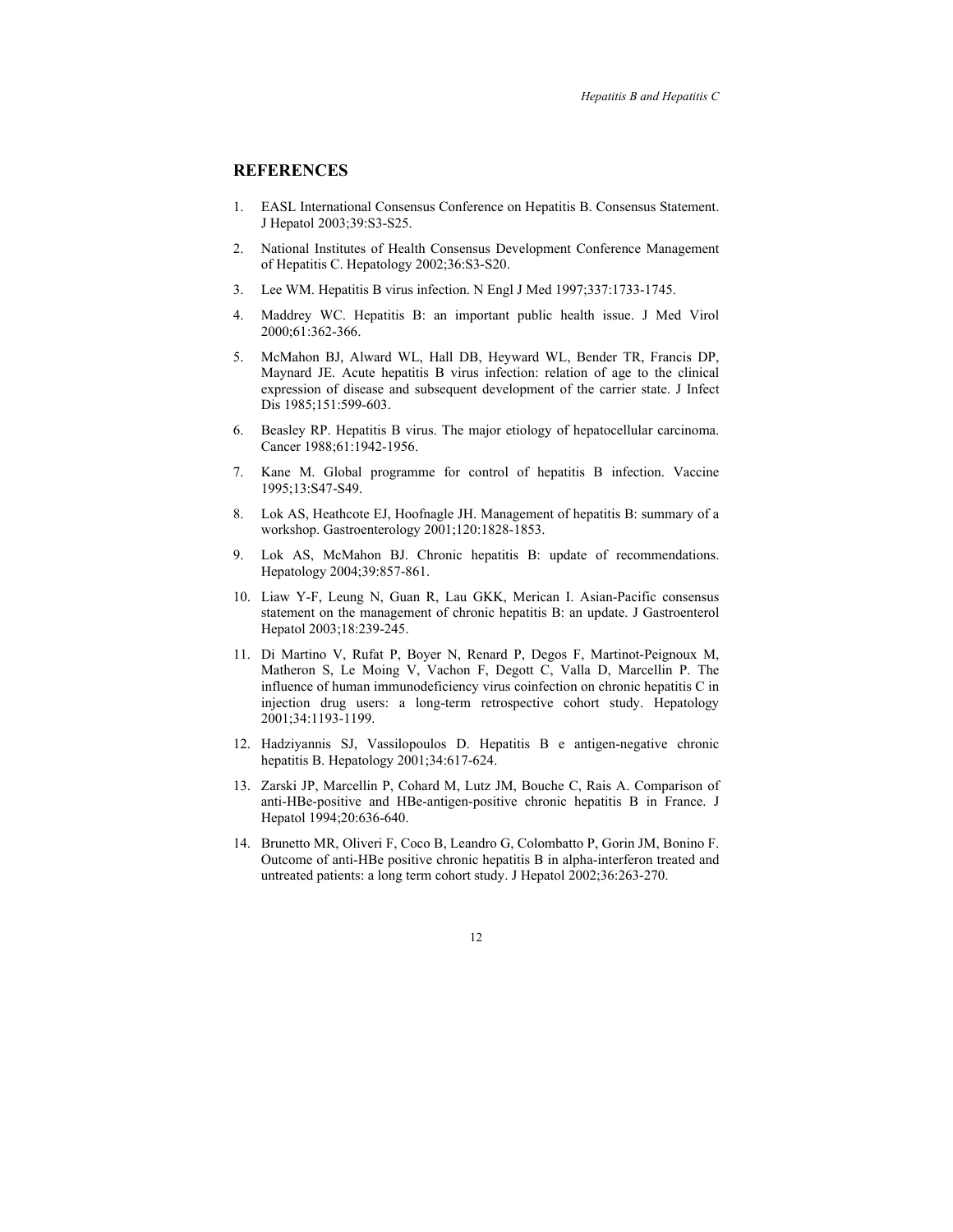## REFERENCES

1. EASL International Consensus Conference on Hepatitis B. Consensus Statement. J Hepatol 2003;39:S3-S25.

2. National Institutes of Health Consensus Development Conference Management of Hepatitis C. Hepatology 2002;36:S3-S20.

3. Lee WM. Hepatitis B virus infection. N Engl J Med 1997;337:1733-1745.

4. Maddrey WC. Hepatitis B: an important public health issue. J Med Virol 2000;61:362-366.

5. McMahon BJ, Alward WL, Hall DB, Heyward WL, Bender TR, Francis DP, Maynard JE. Acute hepatitis B virus infection: relation of age to the clinical expression of disease and subsequent development of the carrier state. J Infect Dis 1985;151:599-603.

6. Beasley RP. Hepatitis B virus. The major etiology of hepatocellular carcinoma. Cancer 1988;61:1942-1956.

7. Kane M. Global programme for control of hepatitis B infection. Vaccine 1995;13:S47-S49.

8. Lok AS, Heathcote EJ, Hoofnagle JH. Management of hepatitis B: summary of a workshop. Gastroenterology 2001;120:1828-1853.

9. Lok AS, McMahon BJ. Chronic hepatitis B: update of recommendations. Hepatology 2004;39:857-861.

10. Liaw Y-F, Leung N, Guan R, Lau GKK, Merican I. Asian-Pacific consensus statement on the management of chronic hepatitis B: an update. J Gastroenterol Hepatol 2003;18:239-245.

11. Di Martino V, Rufat P, Boyer N, Renard P, Degos F, Martinot-Peignoux M, Matheron S, Le Moing V, Vachon F, Degott C, Valla D, Marcellin P. The influence of human immunodeficiency virus coinfection on chronic hepatitis C in injection drug users: a long-term retrospective cohort study. Hepatology 2001;34:1193-1199.

12. Hadziyannis SJ, Vassilopoulos D. Hepatitis B e antigen-negative chronic hepatitis B. Hepatology 2001;34:617-624.

13. Zarski JP, Marcellin P, Cohard M, Lutz JM, Bouche C, Rais A. Comparison of anti-HBe-positive and HBe-antigen-positive chronic hepatitis B in France. J Hepatol 1994;20:636-640.

14. Brunetto MR, Oliveri F, Coco B, Leandro G, Colombatto P, Gorin JM, Bonino F. Outcome of anti-HBe positive chronic hepatitis B in alpha-interferon treated and untreated patients: a long term cohort study. J Hepatol 2002;36:263-270.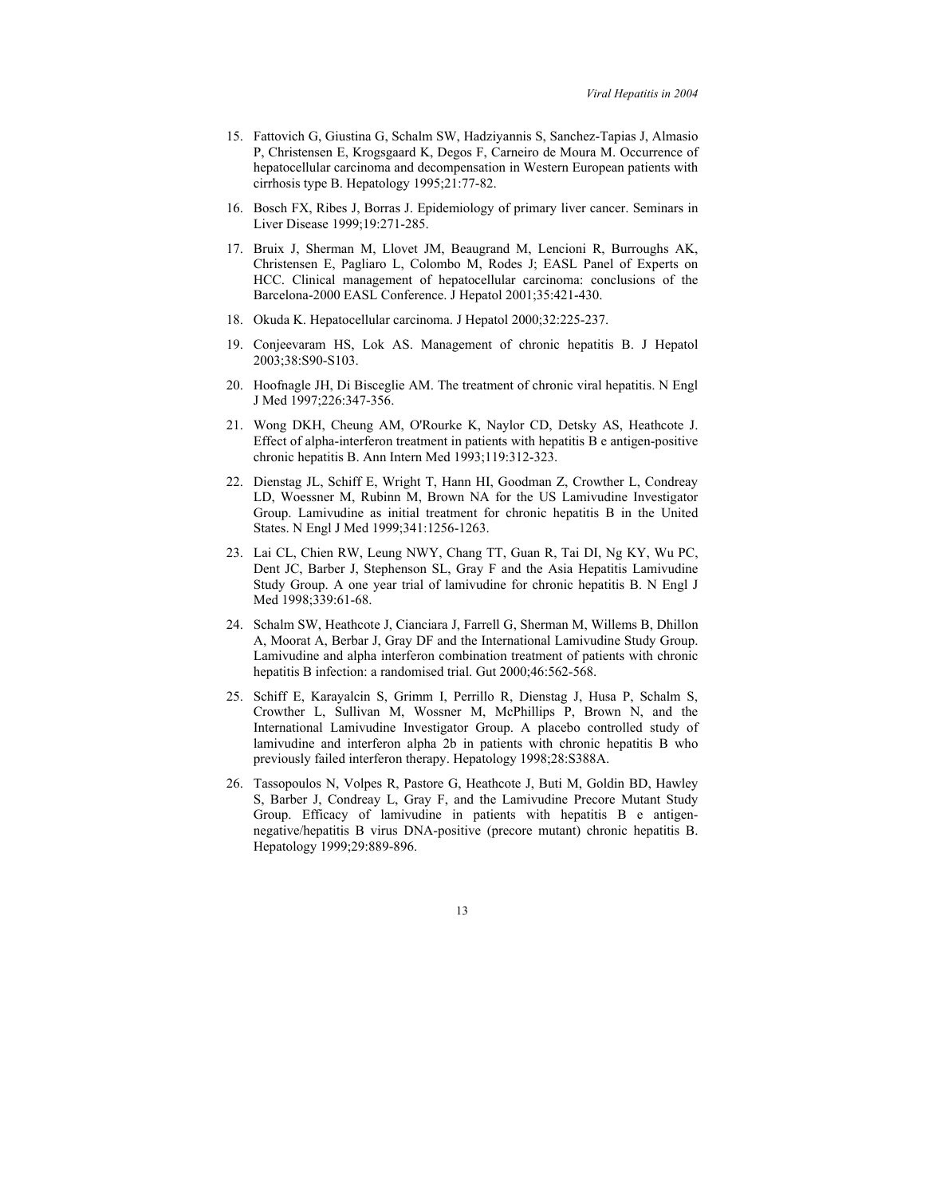15. Fattovich G, Giustina G, Schalm SW, Hadziyannis S, Sanchez-Tapias J, Almasio P, Christensen E, Krogsgaard K, Degos F, Carneiro de Moura M. Occurrence of hepatocellular carcinoma and decompensation in Western European patients with cirrhosis type B. Hepatology 1995;21:77-82.

16. Bosch FX, Ribes J, Borras J. Epidemiology of primary liver cancer. Seminars in Liver Disease 1999;19:271-285.

17. Bruix J, Sherman M, Llovet JM, Beaugrand M, Lencioni R, Burroughs AK, Christensen E, Pagliaro L, Colombo M, Rodes J; EASL Panel of Experts on HCC. Clinical management of hepatocellular carcinoma: conclusions of the Barcelona-2000 EASL Conference. J Hepatol 2001;35:421-430.

18. Okuda K. Hepatocellular carcinoma. J Hepatol 2000;32:225-237.

19. Conjeevaram HS, Lok AS. Management of chronic hepatitis B. J Hepatol 2003;38:S90-S103.

20. Hoofnagle JH, Di Bisceglie AM. The treatment of chronic viral hepatitis. N Engl J Med 1997;226:347-356.

21. Wong DKH, Cheung AM, O'Rourke K, Naylor CD, Detsky AS, Heathcote J. Effect of alpha-interferon treatment in patients with hepatitis B e antigen-positive chronic hepatitis B. Ann Intern Med 1993;119:312-323.

22. Dienstag JL, Schiff E, Wright T, Hann HI, Goodman Z, Crowther L, Condreay LD, Woessner M, Rubinn M, Brown NA for the US Lamivudine Investigator Group. Lamivudine as initial treatment for chronic hepatitis B in the United States. N Engl J Med 1999;341:1256-1263.

23. Lai CL, Chien RW, Leung NWY, Chang TT, Guan R, Tai DI, Ng KY, Wu PC, Dent JC, Barber J, Stephenson SL, Gray F and the Asia Hepatitis Lamivudine Study Group. A one year trial of lamivudine for chronic hepatitis B. N Engl J Med 1998;339:61-68.

24. Schalm SW, Heathcote J, Cianciara J, Farrell G, Sherman M, Willems B, Dhillon A, Moorat A, Berbar J, Gray DF and the International Lamivudine Study Group. Lamivudine and alpha interferon combination treatment of patients with chronic hepatitis B infection: a randomised trial. Gut 2000;46:562-568.

25. Schiff E, Karayalcin S, Grimm I, Perrillo R, Dienstag J, Husa P, Schalm S, Crowther L, Sullivan M, Wossner M, McPhillips P, Brown N, and the International Lamivudine Investigator Group. A placebo controlled study of lamivudine and interferon alpha 2b in patients with chronic hepatitis B who previously failed interferon therapy. Hepatology 1998;28:S388A.

26. Tassopoulos N, Volpes R, Pastore G, Heathcote J, Buti M, Goldin BD, Hawley S, Barber J, Condreay L, Gray F, and the Lamivudine Precore Mutant Study Group. Efficacy of lamivudine in patients with hepatitis B e antigen-negative/hepatitis B virus DNA-positive (precore mutant) chronic hepatitis B. Hepatology 1999;29:889-896.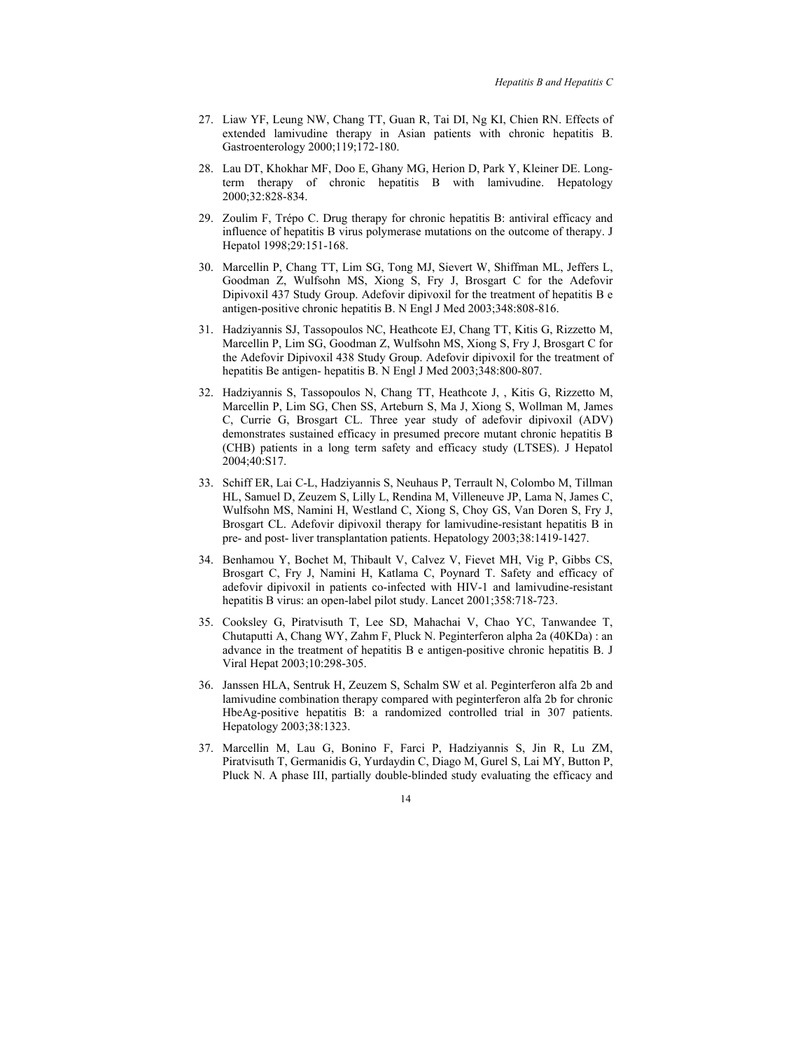27. Liaw YF, Leung NW, Chang TT, Guan R, Tai DI, Ng KI, Chien RN. Effects of extended lamivudine therapy in Asian patients with chronic hepatitis B. Gastroenterology 2000;119;172-180.

28. Lau DT, Khokhar MF, Doo E, Ghany MG, Herion D, Park Y, Kleiner DE. Long-term therapy of chronic hepatitis B with lamivudine. Hepatology 2000;32:828-834.

29. Zoulim F, Trépo C. Drug therapy for chronic hepatitis B: antiviral efficacy and influence of hepatitis B virus polymerase mutations on the outcome of therapy. J Hepatol 1998;29:151-168.

30. Marcellin P, Chang TT, Lim SG, Tong MJ, Sievert W, Shiffman ML, Jeffers L, Goodman Z, Wulfsohn MS, Xiong S, Fry J, Brosgart C for the Adefovir Dipivoxil 437 Study Group. Adefovir dipivoxil for the treatment of hepatitis B e antigen-positive chronic hepatitis B. N Engl J Med 2003;348:808-816.

31. Hadziyannis SJ, Tassopoulos NC, Heathcote EJ, Chang TT, Kitis G, Rizzetto M, Marcellin P, Lim SG, Goodman Z, Wulfsohn MS, Xiong S, Fry J, Brosgart C for the Adefovir Dipivoxil 438 Study Group. Adefovir dipivoxil for the treatment of hepatitis Be antigen- hepatitis B. N Engl J Med 2003;348:800-807.

32. Hadziyannis S, Tassopoulos N, Chang TT, Heathcote J, , Kitis G, Rizzetto M, Marcellin P, Lim SG, Chen SS, Arteburn S, Ma J, Xiong S, Wollman M, James C, Currie G, Brosgart CL. Three year study of adefovir dipivoxil (ADV) demonstrates sustained efficacy in presumed precore mutant chronic hepatitis B (CHB) patients in a long term safety and efficacy study (LTSES). J Hepatol 2004;40:S17.

33. Schiff ER, Lai C-L, Hadziyannis S, Neuhaus P, Terrault N, Colombo M, Tillman HL, Samuel D, Zeuzem S, Lilly L, Rendina M, Villeneuve JP, Lama N, James C, Wulfsohn MS, Namini H, Westland C, Xiong S, Choy GS, Van Doren S, Fry J, Brosgart CL. Adefovir dipivoxil therapy for lamivudine-resistant hepatitis B in pre- and post- liver transplantation patients. Hepatology 2003;38:1419-1427.

34. Benhamou Y, Bochet M, Thibault V, Calvez V, Fievet MH, Vig P, Gibbs CS, Brosgart C, Fry J, Namini H, Katlama C, Poynard T. Safety and efficacy of adefovir dipivoxil in patients co-infected with HIV-1 and lamivudine-resistant hepatitis B virus: an open-label pilot study. Lancet 2001;358:718-723.

35. Cooksley G, Piratvisuth T, Lee SD, Mahachai V, Chao YC, Tanwandee T, Chutaputti A, Chang WY, Zahm F, Pluck N. Peginterferon alpha 2a (40KDa) : an advance in the treatment of hepatitis B e antigen-positive chronic hepatitis B. J Viral Hepat 2003;10:298-305.

36. Janssen HLA, Sentruk H, Zeuzem S, Schalm SW et al. Peginterferon alfa 2b and lamivudine combination therapy compared with peginterferon alfa 2b for chronic HbeAg-positive hepatitis B: a randomized controlled trial in 307 patients. Hepatology 2003;38:1323.

37. Marcellin M, Lau G, Bonino F, Farci P, Hadziyannis S, Jin R, Lu ZM, Piratvisuth T, Germanidis G, Yurdaydin C, Diago M, Gurel S, Lai MY, Button P, Pluck N. A phase III, partially double-blinded study evaluating the efficacy and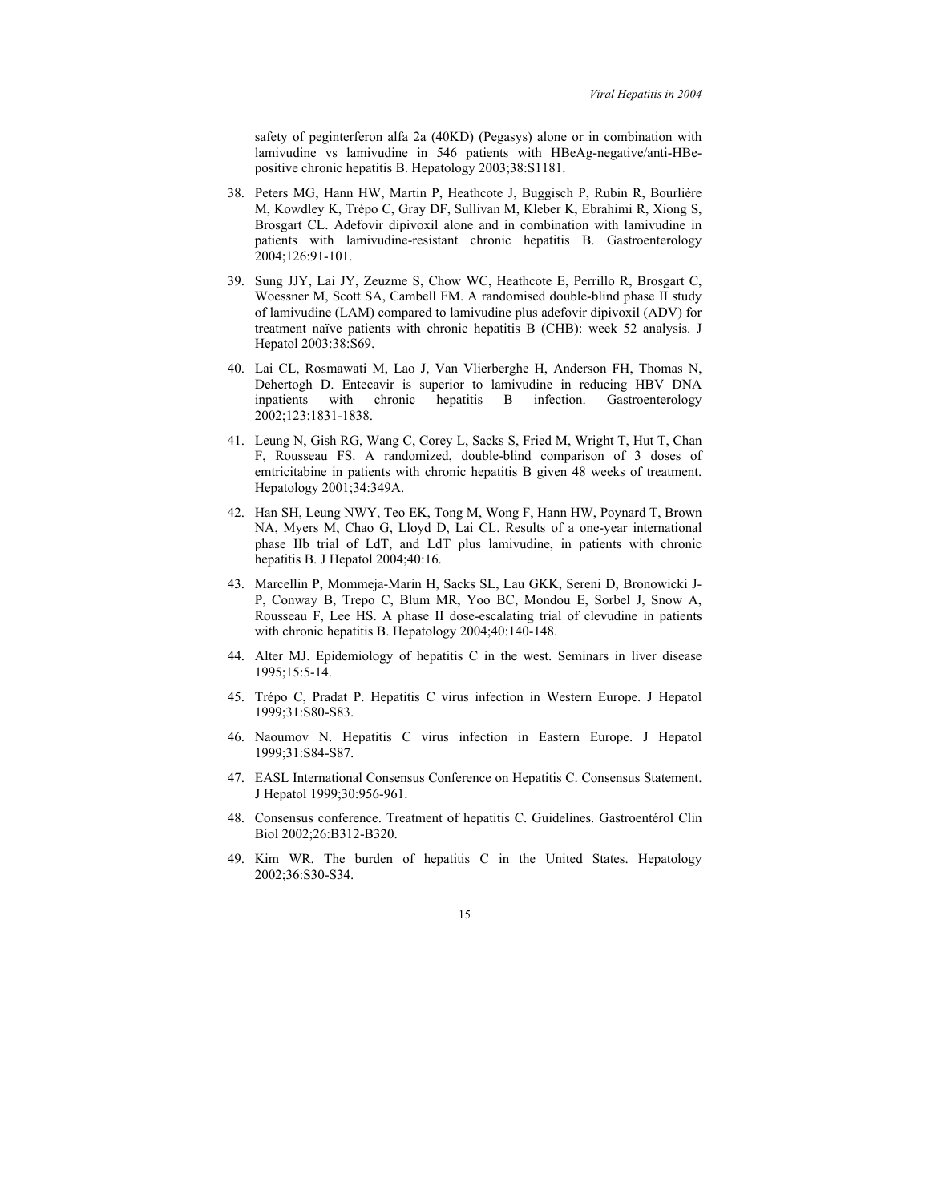safety of peginterferon alfa 2a (40KD) (Pegasys) alone or in combination with lamivudine vs lamivudine in 546 patients with HBeAg-negative/anti-HBe-positive chronic hepatitis B. Hepatology 2003;38:S1181.

38. Peters MG, Hann HW, Martin P, Heathcote J, Buggisch P, Rubin R, Bourlière M, Kowdley K, Trépo C, Gray DF, Sullivan M, Kleber K, Ebrahimi R, Xiong S, Brosgart CL. Adefovir dipivoxil alone and in combination with lamivudine in patients with lamivudine-resistant chronic hepatitis B. Gastroenterology 2004;126:91-101.

39. Sung JJY, Lai JY, Zeuzme S, Chow WC, Heathcote E, Perrillo R, Brosgart C, Woessner M, Scott SA, Cambell FM. A randomised double-blind phase II study of lamivudine (LAM) compared to lamivudine plus adefovir dipivoxil (ADV) for treatment naïve patients with chronic hepatitis B (CHB): week 52 analysis. J Hepatol 2003:38:S69.

40. Lai CL, Rosmawati M, Lao J, Van Vlierberghe H, Anderson FH, Thomas N, Dehertogh D. Entecavir is superior to lamivudine in reducing HBV DNA inpatients with chronic hepatitis B infection. Gastroenterology 2002;123:1831-1838.

41. Leung N, Gish RG, Wang C, Corey L, Sacks S, Fried M, Wright T, Hut T, Chan F, Rousseau FS. A randomized, double-blind comparison of 3 doses of emtricitabine in patients with chronic hepatitis B given 48 weeks of treatment. Hepatology 2001;34:349A.

42. Han SH, Leung NWY, Teo EK, Tong M, Wong F, Hann HW, Poynard T, Brown NA, Myers M, Chao G, Lloyd D, Lai CL. Results of a one-year international phase IIb trial of LdT, and LdT plus lamivudine, in patients with chronic hepatitis B. J Hepatol 2004;40:16.

43. Marcellin P, Mommeja-Marin H, Sacks SL, Lau GKK, Sereni D, Bronowicki J-P, Conway B, Trepo C, Blum MR, Yoo BC, Mondou E, Sorbel J, Snow A, Rousseau F, Lee HS. A phase II dose-escalating trial of clevudine in patients with chronic hepatitis B. Hepatology 2004;40:140-148.

44. Alter MJ. Epidemiology of hepatitis C in the west. Seminars in liver disease 1995;15:5-14.

45. Trépo C, Pradat P. Hepatitis C virus infection in Western Europe. J Hepatol 1999;31:S80-S83.

46. Naoumov N. Hepatitis C virus infection in Eastern Europe. J Hepatol 1999;31:S84-S87.

47. EASL International Consensus Conference on Hepatitis C. Consensus Statement. J Hepatol 1999;30:956-961.

48. Consensus conference. Treatment of hepatitis C. Guidelines. Gastroentérol Clin Biol 2002;26:B312-B320.

49. Kim WR. The burden of hepatitis C in the United States. Hepatology 2002;36:S30-S34.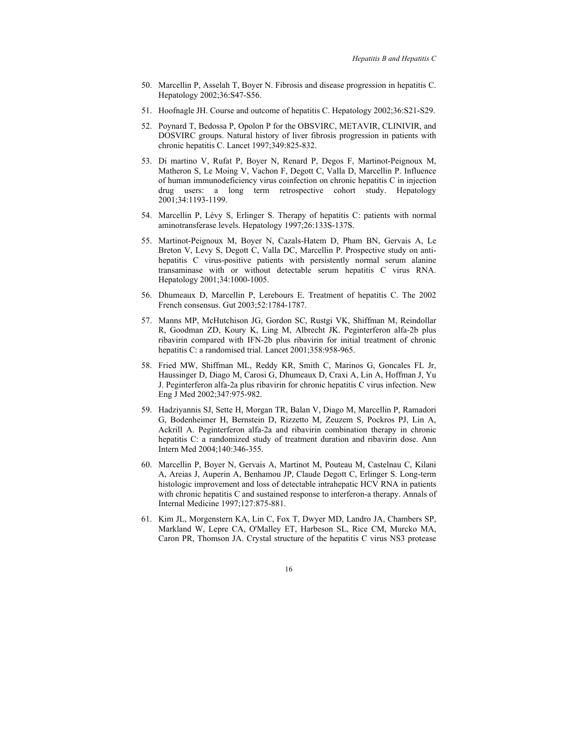50. Marcellin P, Asselah T, Boyer N. Fibrosis and disease progression in hepatitis C. Hepatology 2002;36:S47-S56.

51. Hoofnagle JH. Course and outcome of hepatitis C. Hepatology 2002;36:S21-S29.

52. Poynard T, Bedossa P, Opolon P for the OBSVIRC, METAVIR, CLINIVIR, and DOSVIRC groups. Natural history of liver fibrosis progression in patients with chronic hepatitis C. Lancet 1997;349:825-832.

53. Di martino V, Rufat P, Boyer N, Renard P, Degos F, Martinot-Peignoux M, Matheron S, Le Moing V, Vachon F, Degott C, Valla D, Marcellin P. Influence of human immunodeficiency virus coinfection on chronic hepatitis C in injection drug users: a long term retrospective cohort study. Hepatology 2001;34:1193-1199.

54. Marcellin P, Lévy S, Erlinger S. Therapy of hepatitis C: patients with normal aminotransferase levels. Hepatology 1997;26:133S-137S.

55. Martinot-Peignoux M, Boyer N, Cazals-Hatem D, Pham BN, Gervais A, Le Breton V, Levy S, Degott C, Valla DC, Marcellin P. Prospective study on anti-hepatitis C virus-positive patients with persistently normal serum alanine transaminase with or without detectable serum hepatitis C virus RNA. Hepatology 2001;34:1000-1005.

56. Dhumeaux D, Marcellin P, Lerebours E. Treatment of hepatitis C. The 2002 French consensus. Gut 2003;52:1784-1787.

57. Manns MP, McHutchison JG, Gordon SC, Rustgi VK, Shiffman M, Reindollar R, Goodman ZD, Koury K, Ling M, Albrecht JK. Peginterferon alfa-2b plus ribavirin compared with IFN-2b plus ribavirin for initial treatment of chronic hepatitis C: a randomised trial. Lancet 2001;358:958-965.

58. Fried MW, Shiffman ML, Reddy KR, Smith C, Marinos G, Goncales FL Jr, Haussinger D, Diago M, Carosi G, Dhumeaux D, Craxi A, Lin A, Hoffman J, Yu J. Peginterferon alfa-2a plus ribavirin for chronic hepatitis C virus infection. New Eng J Med 2002;347:975-982.

59. Hadziyannis SJ, Sette H, Morgan TR, Balan V, Diago M, Marcellin P, Ramadori G, Bodenheimer H, Bernstein D, Rizzetto M, Zeuzem S, Pockros PJ, Lin A, Ackrill A. Peginterferon alfa-2a and ribavirin combination therapy in chronic hepatitis C: a randomized study of treatment duration and ribavirin dose. Ann Intern Med 2004;140:346-355.

60. Marcellin P, Boyer N, Gervais A, Martinot M, Pouteau M, Castelnau C, Kilani A, Areias J, Auperin A, Benhamou JP, Claude Degott C, Erlinger S. Long-term histologic improvement and loss of detectable intrahepatic HCV RNA in patients with chronic hepatitis C and sustained response to interferon-a therapy. Annals of Internal Medicine 1997;127:875-881.

61. Kim JL, Morgenstern KA, Lin C, Fox T, Dwyer MD, Landro JA, Chambers SP, Markland W, Lepre CA, O'Malley ET, Harbeson SL, Rice CM, Murcko MA, Caron PR, Thomson JA. Crystal structure of the hepatitis C virus NS3 protease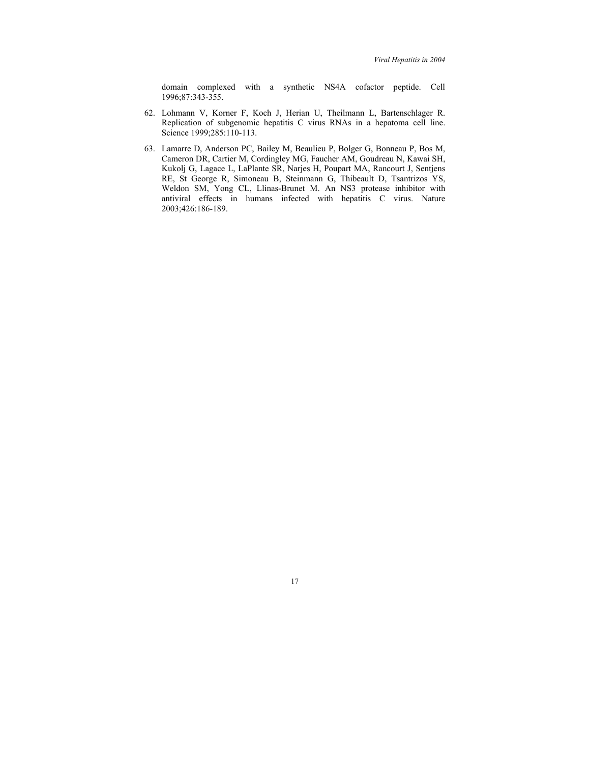domain complexed with a synthetic NS4A cofactor peptide. Cell 1996;87:343-355.

62. Lohmann V, Korner F, Koch J, Herian U, Theilmann L, Bartenschlager R. Replication of subgenomic hepatitis C virus RNAs in a hepatoma cell line. Science 1999;285:110-113.
63. Lamarre D, Anderson PC, Bailey M, Beaulieu P, Bolger G, Bonneau P, Bos M, Cameron DR, Cartier M, Cordingley MG, Faucher AM, Goudreau N, Kawai SH, Kukolj G, Lagace L, LaPlante SR, Narjes H, Poupart MA, Rancourt J, Sentjens RE, St George R, Simoneau B, Steinmann G, Thibeault D, Tsantrizos YS, Weldon SM, Yong CL, Llinas-Brunet M. An NS3 protease inhibitor with antiviral effects in humans infected with hepatitis C virus. Nature 2003;426:186-189.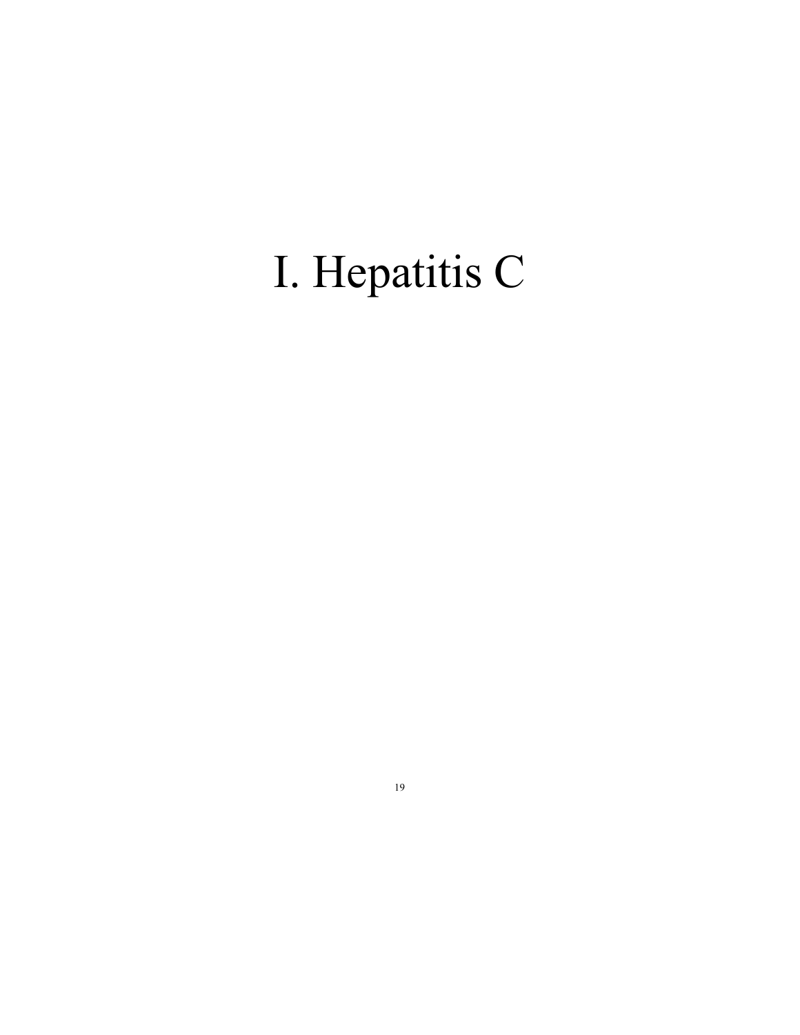# I. Hepatitis C